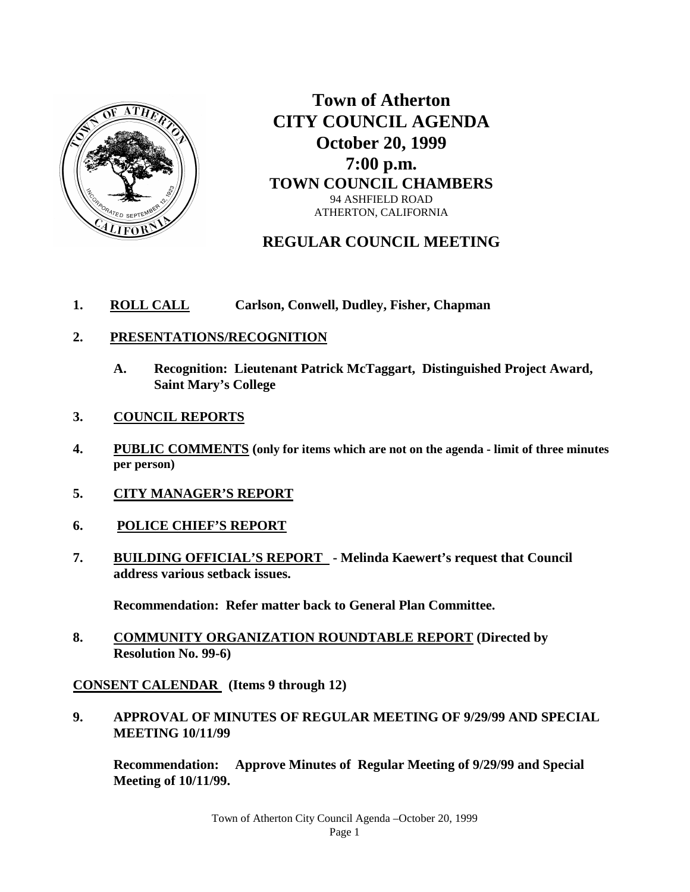# Town of Atherton
# CITY COUNCIL AGENDA
## October 20, 1999
## 7:00 p.m.
### TOWN COUNCIL CHAMBERS

94 ASHFIELD ROAD
ATHERTON, CALIFORNIA

## REGULAR COUNCIL MEETING

1. **ROLL CALL** **Carlson, Conwell, Dudley, Fisher, Chapman**

2. **PRESENTATIONS/RECOGNITION**

   A. **Recognition: Lieutenant Patrick McTaggart, Distinguished Project Award, Saint Mary's College**

3. **COUNCIL REPORTS**

4. **PUBLIC COMMENTS (only for items which are not on the agenda - limit of three minutes per person)**

5. **CITY MANAGER'S REPORT**

6. **POLICE CHIEF'S REPORT**

7. **BUILDING OFFICIAL'S REPORT - Melinda Kaewert's request that Council address various setback issues.**

   **Recommendation: Refer matter back to General Plan Committee.**

8. **COMMUNITY ORGANIZATION ROUNDTABLE REPORT (Directed by Resolution No. 99-6)**

**CONSENT CALENDAR (Items 9 through 12)**

9. **APPROVAL OF MINUTES OF REGULAR MEETING OF 9/29/99 AND SPECIAL MEETING 10/11/99**

   **Recommendation: Approve Minutes of Regular Meeting of 9/29/99 and Special Meeting of 10/11/99.**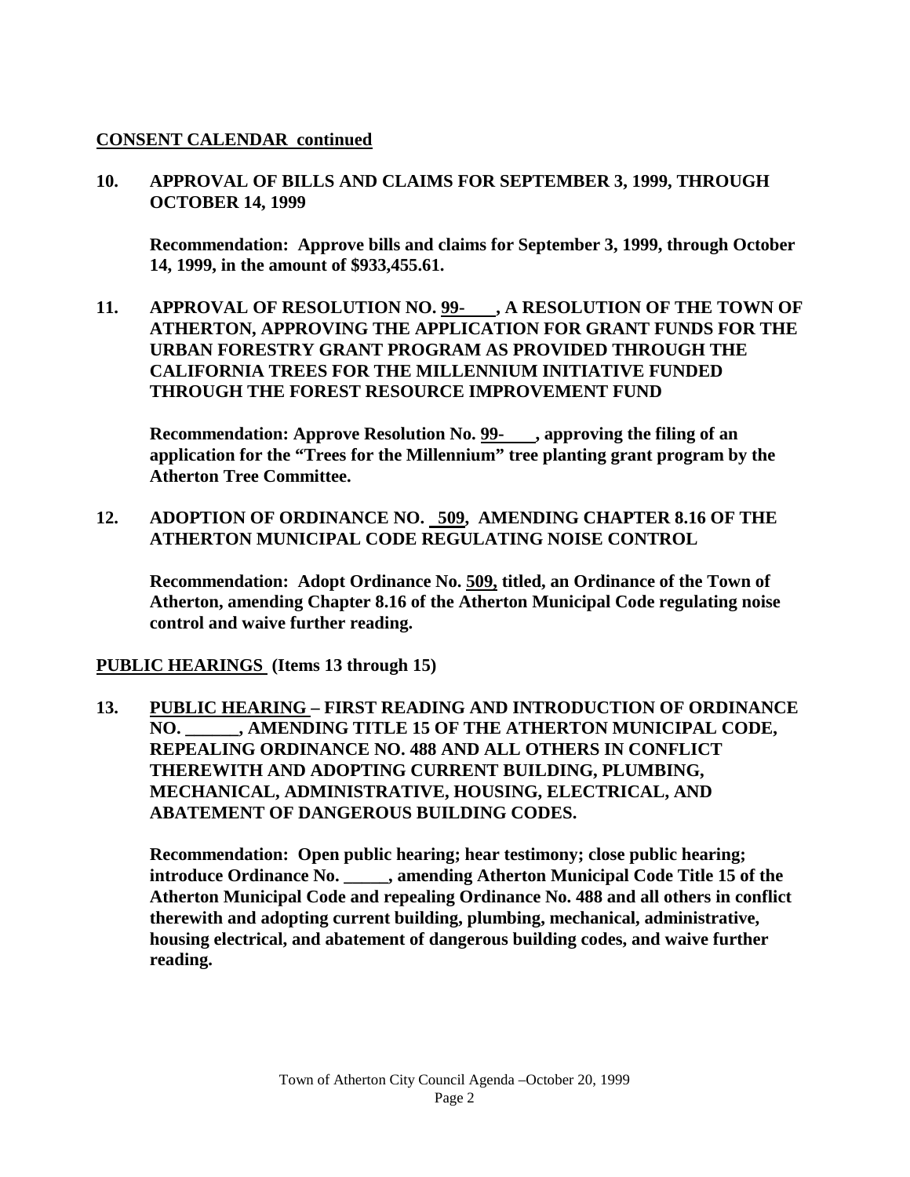**CONSENT CALENDAR continued**

**10. APPROVAL OF BILLS AND CLAIMS FOR SEPTEMBER 3, 1999, THROUGH OCTOBER 14, 1999**

**Recommendation: Approve bills and claims for September 3, 1999, through October 14, 1999, in the amount of $933,455.61.**

**11. APPROVAL OF RESOLUTION NO. 99-\_\_\_\_, A RESOLUTION OF THE TOWN OF ATHERTON, APPROVING THE APPLICATION FOR GRANT FUNDS FOR THE URBAN FORESTRY GRANT PROGRAM AS PROVIDED THROUGH THE CALIFORNIA TREES FOR THE MILLENNIUM INITIATIVE FUNDED THROUGH THE FOREST RESOURCE IMPROVEMENT FUND**

**Recommendation: Approve Resolution No. 99-\_\_\_\_, approving the filing of an application for the "Trees for the Millennium" tree planting grant program by the Atherton Tree Committee.**

**12. ADOPTION OF ORDINANCE NO. 509, AMENDING CHAPTER 8.16 OF THE ATHERTON MUNICIPAL CODE REGULATING NOISE CONTROL**

**Recommendation: Adopt Ordinance No. 509, titled, an Ordinance of the Town of Atherton, amending Chapter 8.16 of the Atherton Municipal Code regulating noise control and waive further reading.**

**PUBLIC HEARINGS (Items 13 through 15)**

**13. PUBLIC HEARING – FIRST READING AND INTRODUCTION OF ORDINANCE NO. \_\_\_\_\_\_, AMENDING TITLE 15 OF THE ATHERTON MUNICIPAL CODE, REPEALING ORDINANCE NO. 488 AND ALL OTHERS IN CONFLICT THEREWITH AND ADOPTING CURRENT BUILDING, PLUMBING, MECHANICAL, ADMINISTRATIVE, HOUSING, ELECTRICAL, AND ABATEMENT OF DANGEROUS BUILDING CODES.**

**Recommendation: Open public hearing; hear testimony; close public hearing; introduce Ordinance No. \_\_\_\_\_, amending Atherton Municipal Code Title 15 of the Atherton Municipal Code and repealing Ordinance No. 488 and all others in conflict therewith and adopting current building, plumbing, mechanical, administrative, housing electrical, and abatement of dangerous building codes, and waive further reading.**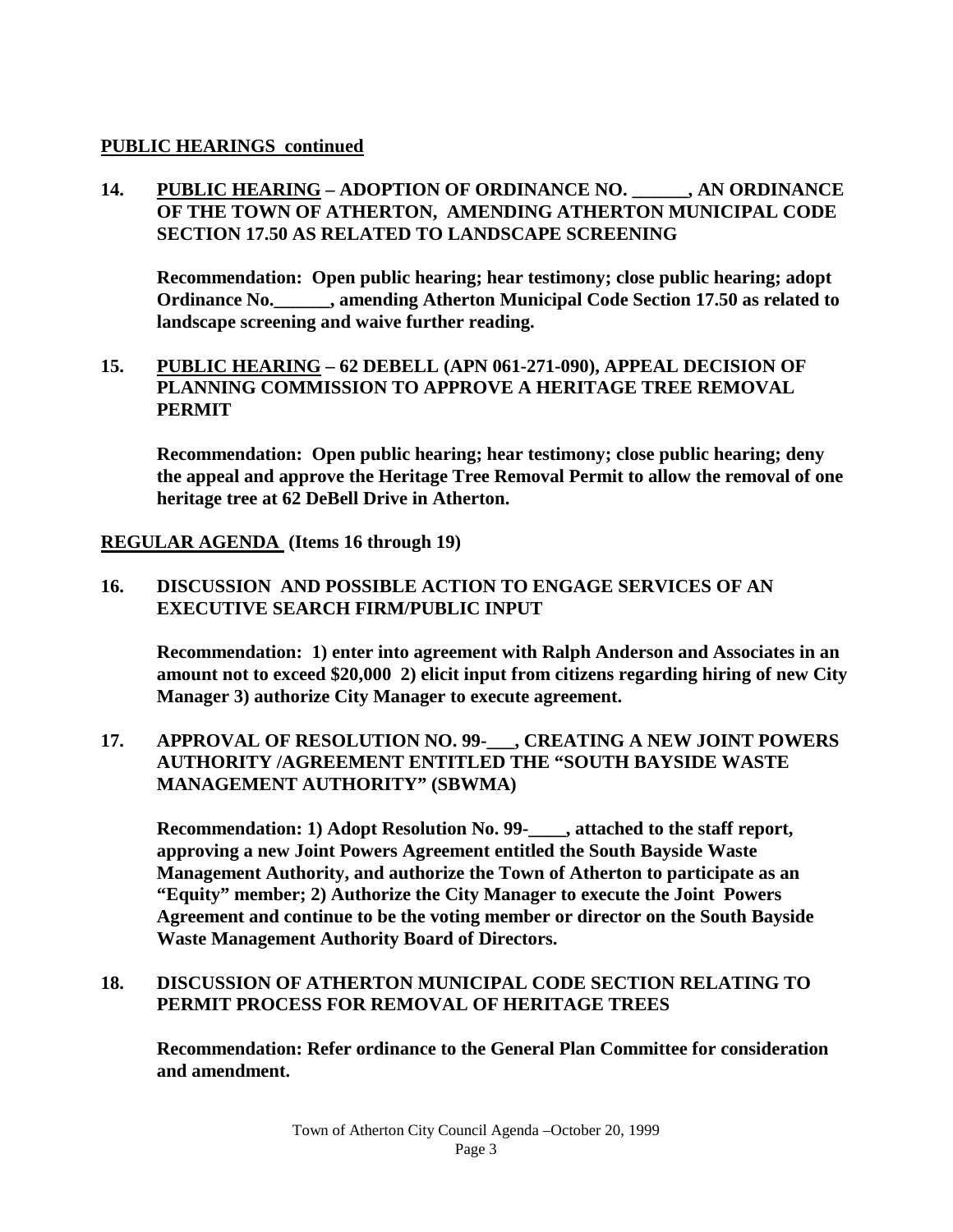**PUBLIC HEARINGS continued**

**14. PUBLIC HEARING – ADOPTION OF ORDINANCE NO. ______, AN ORDINANCE OF THE TOWN OF ATHERTON, AMENDING ATHERTON MUNICIPAL CODE SECTION 17.50 AS RELATED TO LANDSCAPE SCREENING**

**Recommendation: Open public hearing; hear testimony; close public hearing; adopt Ordinance No.______, amending Atherton Municipal Code Section 17.50 as related to landscape screening and waive further reading.**

**15. PUBLIC HEARING – 62 DEBELL (APN 061-271-090), APPEAL DECISION OF PLANNING COMMISSION TO APPROVE A HERITAGE TREE REMOVAL PERMIT**

**Recommendation: Open public hearing; hear testimony; close public hearing; deny the appeal and approve the Heritage Tree Removal Permit to allow the removal of one heritage tree at 62 DeBell Drive in Atherton.**

**REGULAR AGENDA (Items 16 through 19)**

**16. DISCUSSION AND POSSIBLE ACTION TO ENGAGE SERVICES OF AN EXECUTIVE SEARCH FIRM/PUBLIC INPUT**

**Recommendation: 1) enter into agreement with Ralph Anderson and Associates in an amount not to exceed $20,000 2) elicit input from citizens regarding hiring of new City Manager 3) authorize City Manager to execute agreement.**

**17. APPROVAL OF RESOLUTION NO. 99-___, CREATING A NEW JOINT POWERS AUTHORITY /AGREEMENT ENTITLED THE "SOUTH BAYSIDE WASTE MANAGEMENT AUTHORITY" (SBWMA)**

**Recommendation: 1) Adopt Resolution No. 99-____, attached to the staff report, approving a new Joint Powers Agreement entitled the South Bayside Waste Management Authority, and authorize the Town of Atherton to participate as an "Equity" member; 2) Authorize the City Manager to execute the Joint Powers Agreement and continue to be the voting member or director on the South Bayside Waste Management Authority Board of Directors.**

**18. DISCUSSION OF ATHERTON MUNICIPAL CODE SECTION RELATING TO PERMIT PROCESS FOR REMOVAL OF HERITAGE TREES**

**Recommendation: Refer ordinance to the General Plan Committee for consideration and amendment.**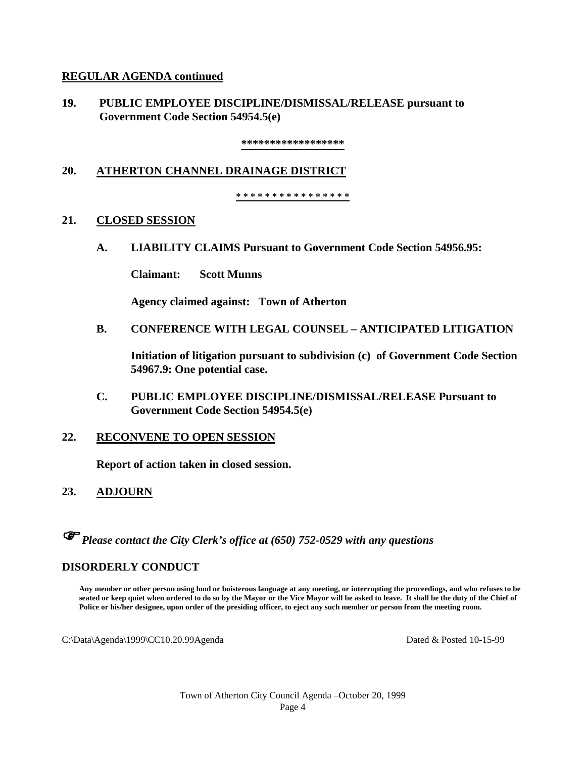**REGULAR AGENDA continued**

**19. PUBLIC EMPLOYEE DISCIPLINE/DISMISSAL/RELEASE pursuant to Government Code Section 54954.5(e)**

*****************

**20. ATHERTON CHANNEL DRAINAGE DISTRICT**

* * * * * * * * * * * * * * * *

**21. CLOSED SESSION**

**A. LIABILITY CLAIMS Pursuant to Government Code Section 54956.95:**

**Claimant: Scott Munns**

**Agency claimed against: Town of Atherton**

**B. CONFERENCE WITH LEGAL COUNSEL – ANTICIPATED LITIGATION**

**Initiation of litigation pursuant to subdivision (c) of Government Code Section 54967.9: One potential case.**

**C. PUBLIC EMPLOYEE DISCIPLINE/DISMISSAL/RELEASE Pursuant to Government Code Section 54954.5(e)**

**22. RECONVENE TO OPEN SESSION**

**Report of action taken in closed session.**

**23. ADJOURN**

☞ ***Please contact the City Clerk's office at (650) 752-0529 with any questions***

**DISORDERLY CONDUCT**

**Any member or other person using loud or boisterous language at any meeting, or interrupting the proceedings, and who refuses to be seated or keep quiet when ordered to do so by the Mayor or the Vice Mayor will be asked to leave. It shall be the duty of the Chief of Police or his/her designee, upon order of the presiding officer, to eject any such member or person from the meeting room.**

C:\Data\Agenda\1999\CC10.20.99Agenda Dated & Posted 10-15-99